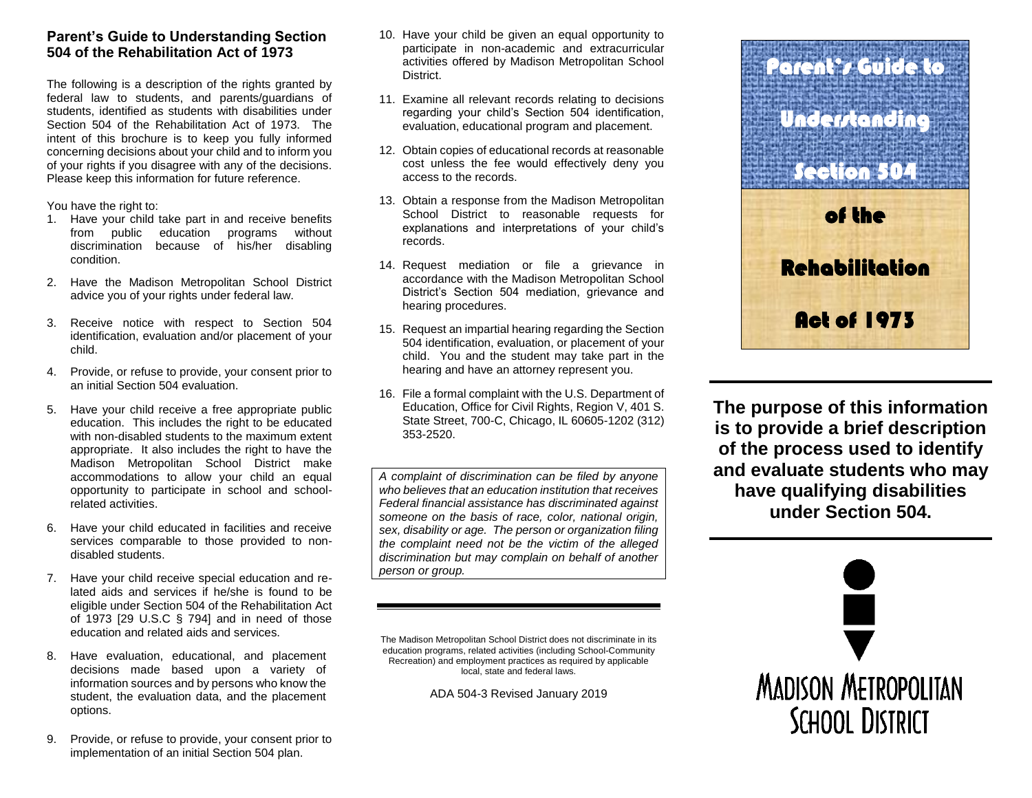## Parent's Guide to Understanding Section 504 of the Rehabilitation Act of 1973

The following is a description of the rights granted by federal law to students, and parents/guardians of students, identified as students with disabilities under Section 504 of the Rehabilitation Act of 1973. The intent of this brochure is to keep you fully informed concerning decisions about your child and to inform you of your rights if you disagree with any of the decisions. Please keep this information for future reference.

You have the right to:

1. Have your child take part in and receive benefits from public education programs without discrimination because of his/her disabling condition.
2. Have the Madison Metropolitan School District advice you of your rights under federal law.
3. Receive notice with respect to Section 504 identification, evaluation and/or placement of your child.
4. Provide, or refuse to provide, your consent prior to an initial Section 504 evaluation.
5. Have your child receive a free appropriate public education. This includes the right to be educated with non-disabled students to the maximum extent appropriate. It also includes the right to have the Madison Metropolitan School District make accommodations to allow your child an equal opportunity to participate in school and school-related activities.
6. Have your child educated in facilities and receive services comparable to those provided to non-disabled students.
7. Have your child receive special education and related aids and services if he/she is found to be eligible under Section 504 of the Rehabilitation Act of 1973 [29 U.S.C § 794] and in need of those education and related aids and services.
8. Have evaluation, educational, and placement decisions made based upon a variety of information sources and by persons who know the student, the evaluation data, and the placement options.
9. Provide, or refuse to provide, your consent prior to implementation of an initial Section 504 plan.
10. Have your child be given an equal opportunity to participate in non-academic and extracurricular activities offered by Madison Metropolitan School District.
11. Examine all relevant records relating to decisions regarding your child's Section 504 identification, evaluation, educational program and placement.
12. Obtain copies of educational records at reasonable cost unless the fee would effectively deny you access to the records.
13. Obtain a response from the Madison Metropolitan School District to reasonable requests for explanations and interpretations of your child's records.
14. Request mediation or file a grievance in accordance with the Madison Metropolitan School District's Section 504 mediation, grievance and hearing procedures.
15. Request an impartial hearing regarding the Section 504 identification, evaluation, or placement of your child. You and the student may take part in the hearing and have an attorney represent you.
16. File a formal complaint with the U.S. Department of Education, Office for Civil Rights, Region V, 401 S. State Street, 700-C, Chicago, IL 60605-1202 (312) 353-2520.

*A complaint of discrimination can be filed by anyone who believes that an education institution that receives Federal financial assistance has discriminated against someone on the basis of race, color, national origin, sex, disability or age. The person or organization filing the complaint need not be the victim of the alleged discrimination but may complain on behalf of another person or group.*

The Madison Metropolitan School District does not discriminate in its education programs, related activities (including School-Community Recreation) and employment practices as required by applicable local, state and federal laws.

ADA 504-3 Revised January 2019

# Parent's Guide to Understanding Section 504 of the Rehabilitation Act of 1973

**The purpose of this information is to provide a brief description of the process used to identify and evaluate students who may have qualifying disabilities under Section 504.**

MADISON METROPOLITAN SCHOOL DISTRICT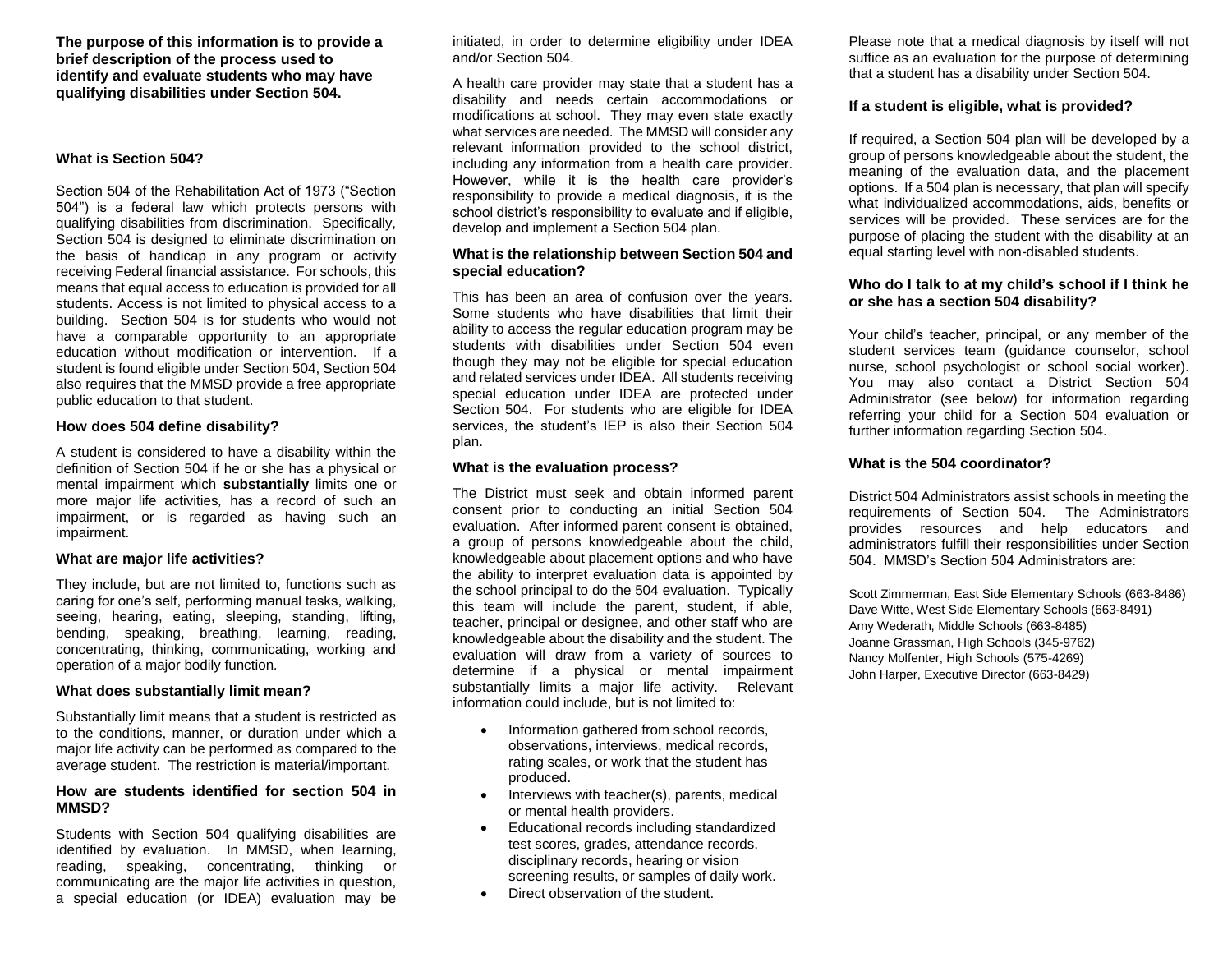**The purpose of this information is to provide a brief description of the process used to identify and evaluate students who may have qualifying disabilities under Section 504.**

### What is Section 504?

Section 504 of the Rehabilitation Act of 1973 ("Section 504") is a federal law which protects persons with qualifying disabilities from discrimination. Specifically, Section 504 is designed to eliminate discrimination on the basis of handicap in any program or activity receiving Federal financial assistance. For schools, this means that equal access to education is provided for all students. Access is not limited to physical access to a building. Section 504 is for students who would not have a comparable opportunity to an appropriate education without modification or intervention. If a student is found eligible under Section 504, Section 504 also requires that the MMSD provide a free appropriate public education to that student.

### How does 504 define disability?

A student is considered to have a disability within the definition of Section 504 if he or she has a physical or mental impairment which **substantially** limits one or more major life activities, has a record of such an impairment, or is regarded as having such an impairment.

### What are major life activities?

They include, but are not limited to, functions such as caring for one's self, performing manual tasks, walking, seeing, hearing, eating, sleeping, standing, lifting, bending, speaking, breathing, learning, reading, concentrating, thinking, communicating, working and operation of a major bodily function.

### What does substantially limit mean?

Substantially limit means that a student is restricted as to the conditions, manner, or duration under which a major life activity can be performed as compared to the average student. The restriction is material/important.

### How are students identified for section 504 in MMSD?

Students with Section 504 qualifying disabilities are identified by evaluation. In MMSD, when learning, reading, speaking, concentrating, thinking or communicating are the major life activities in question, a special education (or IDEA) evaluation may be initiated, in order to determine eligibility under IDEA and/or Section 504.

A health care provider may state that a student has a disability and needs certain accommodations or modifications at school. They may even state exactly what services are needed. The MMSD will consider any relevant information provided to the school district, including any information from a health care provider. However, while it is the health care provider's responsibility to provide a medical diagnosis, it is the school district's responsibility to evaluate and if eligible, develop and implement a Section 504 plan.

### What is the relationship between Section 504 and special education?

This has been an area of confusion over the years. Some students who have disabilities that limit their ability to access the regular education program may be students with disabilities under Section 504 even though they may not be eligible for special education and related services under IDEA. All students receiving special education under IDEA are protected under Section 504. For students who are eligible for IDEA services, the student's IEP is also their Section 504 plan.

### What is the evaluation process?

The District must seek and obtain informed parent consent prior to conducting an initial Section 504 evaluation. After informed parent consent is obtained, a group of persons knowledgeable about the child, knowledgeable about placement options and who have the ability to interpret evaluation data is appointed by the school principal to do the 504 evaluation. Typically this team will include the parent, student, if able, teacher, principal or designee, and other staff who are knowledgeable about the disability and the student. The evaluation will draw from a variety of sources to determine if a physical or mental impairment substantially limits a major life activity. Relevant information could include, but is not limited to:

- Information gathered from school records, observations, interviews, medical records, rating scales, or work that the student has produced.
- Interviews with teacher(s), parents, medical or mental health providers.
- Educational records including standardized test scores, grades, attendance records, disciplinary records, hearing or vision screening results, or samples of daily work.
- Direct observation of the student.

Please note that a medical diagnosis by itself will not suffice as an evaluation for the purpose of determining that a student has a disability under Section 504.

### If a student is eligible, what is provided?

If required, a Section 504 plan will be developed by a group of persons knowledgeable about the student, the meaning of the evaluation data, and the placement options. If a 504 plan is necessary, that plan will specify what individualized accommodations, aids, benefits or services will be provided. These services are for the purpose of placing the student with the disability at an equal starting level with non-disabled students.

### Who do I talk to at my child's school if I think he or she has a section 504 disability?

Your child's teacher, principal, or any member of the student services team (guidance counselor, school nurse, school psychologist or school social worker). You may also contact a District Section 504 Administrator (see below) for information regarding referring your child for a Section 504 evaluation or further information regarding Section 504.

### What is the 504 coordinator?

District 504 Administrators assist schools in meeting the requirements of Section 504. The Administrators provides resources and help educators and administrators fulfill their responsibilities under Section 504. MMSD's Section 504 Administrators are:

Scott Zimmerman, East Side Elementary Schools (663-8486)
Dave Witte, West Side Elementary Schools (663-8491)
Amy Wederath, Middle Schools (663-8485)
Joanne Grassman, High Schools (345-9762)
Nancy Molfenter, High Schools (575-4269)
John Harper, Executive Director (663-8429)